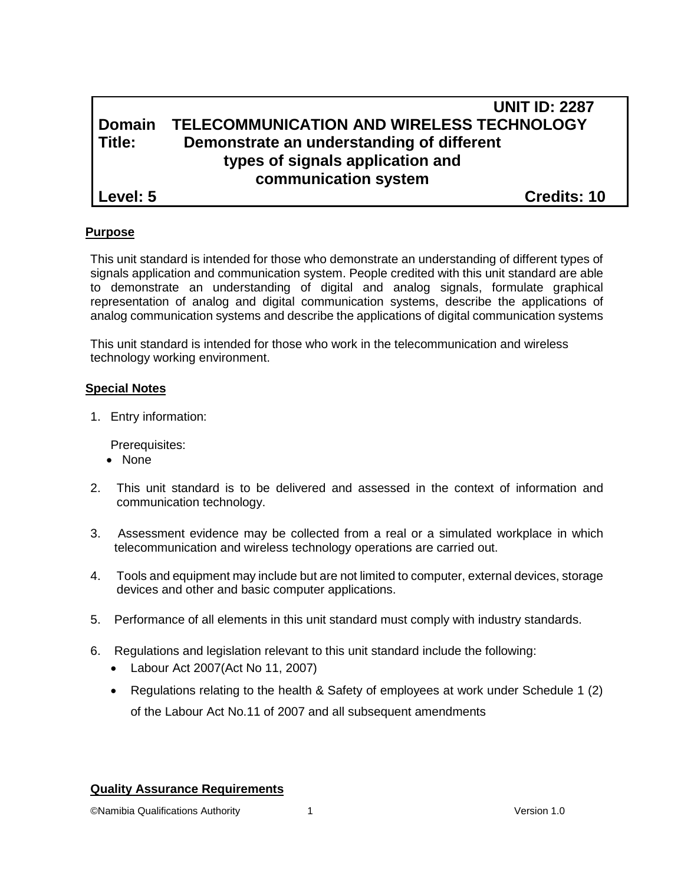**UNIT ID: 2287**

**Domain TELECOMMUNICATION AND WIRELESS TECHNOLOGY**

**Title: Demonstrate an understanding of different types of signals application and communication system**

**Level: 5** **Credits: 10**

## Purpose

This unit standard is intended for those who demonstrate an understanding of different types of signals application and communication system. People credited with this unit standard are able to demonstrate an understanding of digital and analog signals, formulate graphical representation of analog and digital communication systems, describe the applications of analog communication systems and describe the applications of digital communication systems

This unit standard is intended for those who work in the telecommunication and wireless technology working environment.

## Special Notes

1. Entry information:

   Prerequisites:
   - None

2. This unit standard is to be delivered and assessed in the context of information and communication technology.

3. Assessment evidence may be collected from a real or a simulated workplace in which telecommunication and wireless technology operations are carried out.

4. Tools and equipment may include but are not limited to computer, external devices, storage devices and other and basic computer applications.

5. Performance of all elements in this unit standard must comply with industry standards.

6. Regulations and legislation relevant to this unit standard include the following:
   - Labour Act 2007(Act No 11, 2007)
   - Regulations relating to the health & Safety of employees at work under Schedule 1 (2) of the Labour Act No.11 of 2007 and all subsequent amendments

## Quality Assurance Requirements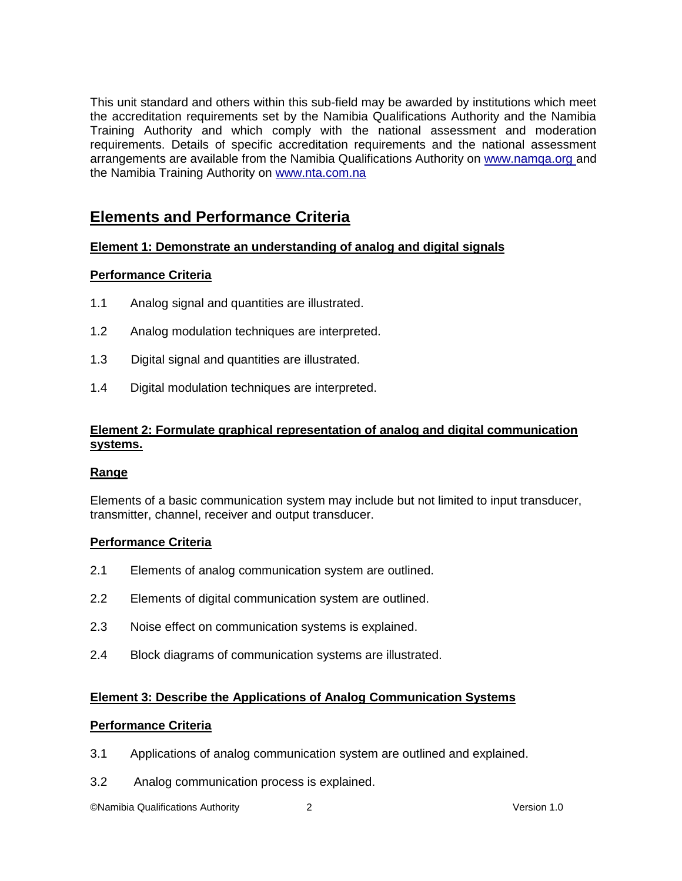This unit standard and others within this sub-field may be awarded by institutions which meet the accreditation requirements set by the Namibia Qualifications Authority and the Namibia Training Authority and which comply with the national assessment and moderation requirements. Details of specific accreditation requirements and the national assessment arrangements are available from the Namibia Qualifications Authority on [www.namqa.org](http://www.namqa.org) and the Namibia Training Authority on [www.nta.com.na](http://www.nta.com.na)

## Elements and Performance Criteria

### Element 1: Demonstrate an understanding of analog and digital signals

#### Performance Criteria

1.1 Analog signal and quantities are illustrated.

1.2 Analog modulation techniques are interpreted.

1.3 Digital signal and quantities are illustrated.

1.4 Digital modulation techniques are interpreted.

### Element 2: Formulate graphical representation of analog and digital communication systems.

#### Range

Elements of a basic communication system may include but not limited to input transducer, transmitter, channel, receiver and output transducer.

#### Performance Criteria

2.1 Elements of analog communication system are outlined.

2.2 Elements of digital communication system are outlined.

2.3 Noise effect on communication systems is explained.

2.4 Block diagrams of communication systems are illustrated.

### Element 3: Describe the Applications of Analog Communication Systems

#### Performance Criteria

3.1 Applications of analog communication system are outlined and explained.

3.2 Analog communication process is explained.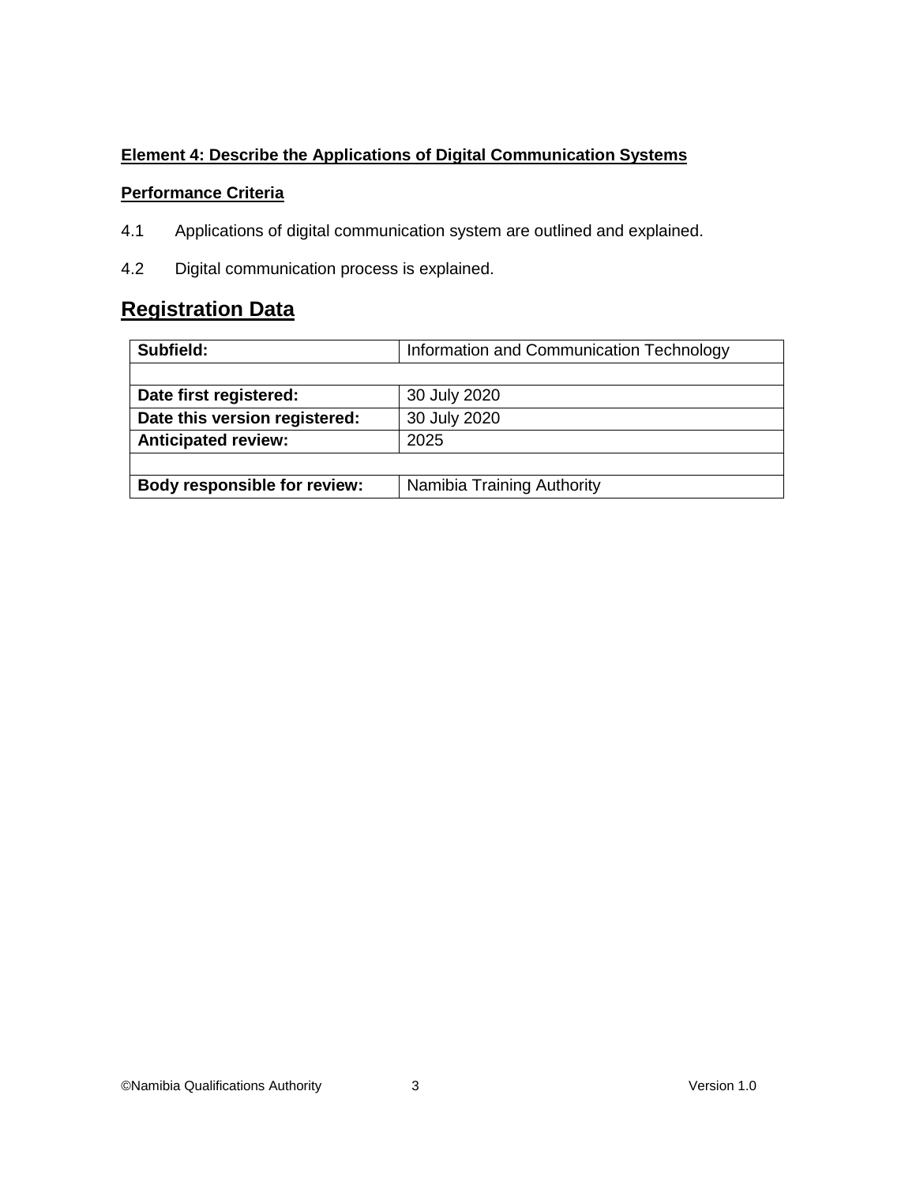**Element 4: Describe the Applications of Digital Communication Systems**

**Performance Criteria**

4.1 Applications of digital communication system are outlined and explained.

4.2 Digital communication process is explained.

## Registration Data

| | |
|---|---|
| **Subfield:** | Information and Communication Technology |
| | |
| **Date first registered:** | 30 July 2020 |
| **Date this version registered:** | 30 July 2020 |
| **Anticipated review:** | 2025 |
| | |
| **Body responsible for review:** | Namibia Training Authority |